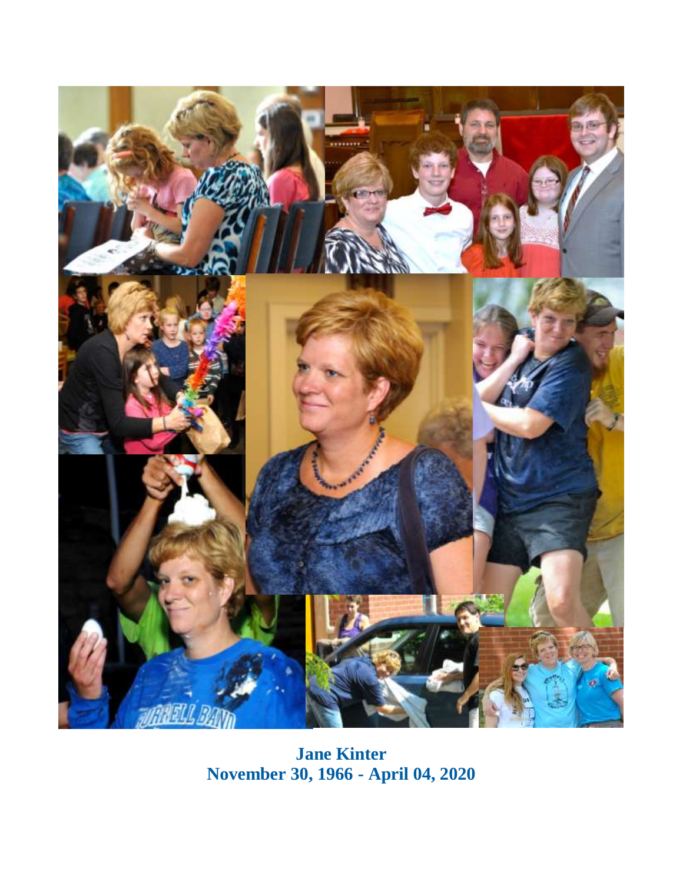**Jane Kinter**
**November 30, 1966 - April 04, 2020**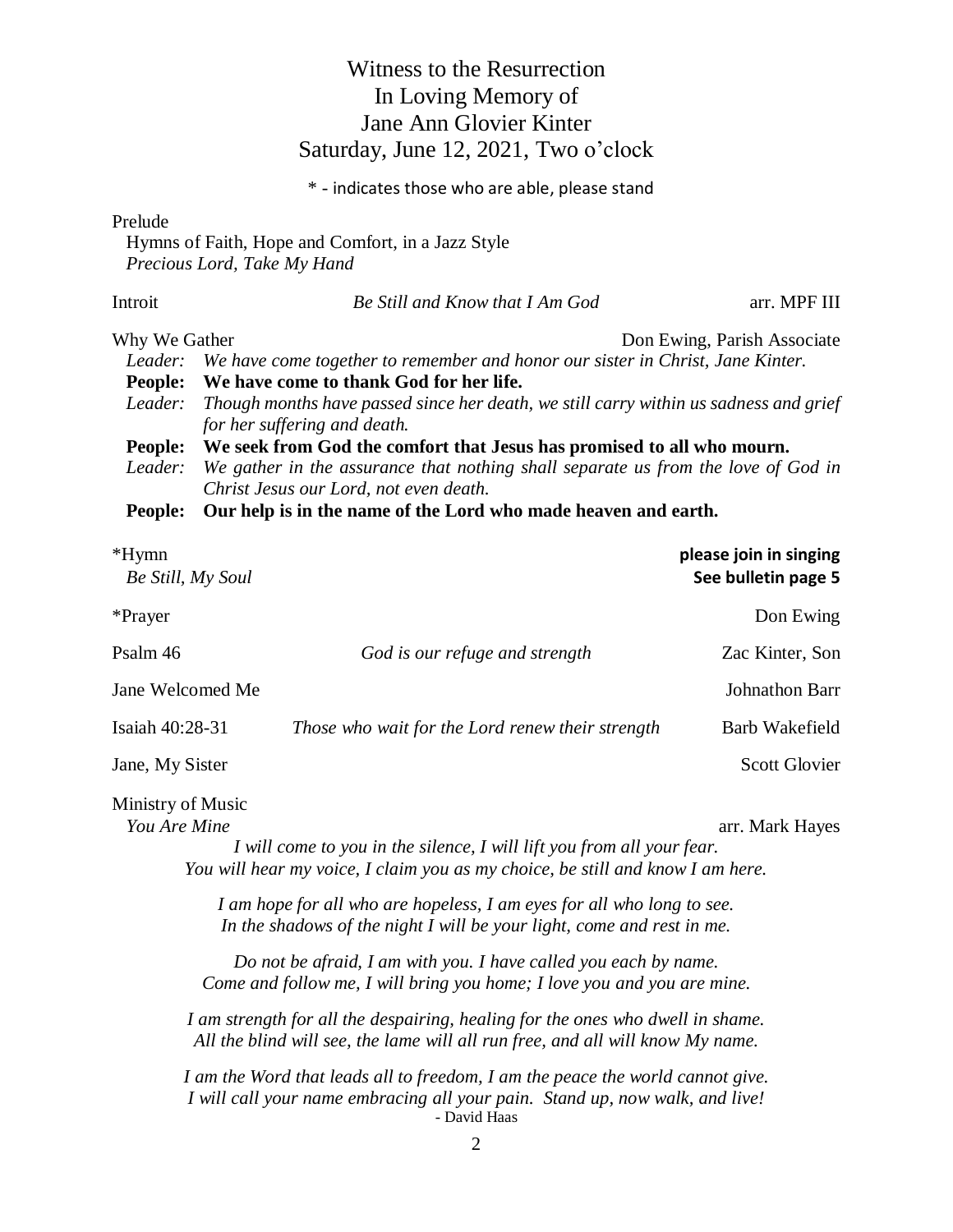# Witness to the Resurrection
## In Loving Memory of
## Jane Ann Glovier Kinter
### Saturday, June 12, 2021, Two o'clock

\* - indicates those who are able, please stand

Prelude
Hymns of Faith, Hope and Comfort, in a Jazz Style
*Precious Lord, Take My Hand*

Introit — *Be Still and Know that I Am God* — arr. MPF III

Why We Gather — Don Ewing, Parish Associate

*Leader:* *We have come together to remember and honor our sister in Christ, Jane Kinter.*
**People: We have come to thank God for her life.**
*Leader:* *Though months have passed since her death, we still carry within us sadness and grief for her suffering and death.*
**People: We seek from God the comfort that Jesus has promised to all who mourn.**
*Leader:* *We gather in the assurance that nothing shall separate us from the love of God in Christ Jesus our Lord, not even death.*
**People: Our help is in the name of the Lord who made heaven and earth.**

*Hymn — **please join in singing**
*Be Still, My Soul* — **See bulletin page 5**

*Prayer — Don Ewing

Psalm 46 — *God is our refuge and strength* — Zac Kinter, Son

Jane Welcomed Me — Johnathon Barr

Isaiah 40:28-31 — *Those who wait for the Lord renew their strength* — Barb Wakefield

Jane, My Sister — Scott Glovier

Ministry of Music
*You Are Mine* — arr. Mark Hayes

*I will come to you in the silence, I will lift you from all your fear.*
*You will hear my voice, I claim you as my choice, be still and know I am here.*

*I am hope for all who are hopeless, I am eyes for all who long to see.*
*In the shadows of the night I will be your light, come and rest in me.*

*Do not be afraid, I am with you. I have called you each by name.*
*Come and follow me, I will bring you home; I love you and you are mine.*

*I am strength for all the despairing, healing for the ones who dwell in shame.*
*All the blind will see, the lame will all run free, and all will know My name.*

*I am the Word that leads all to freedom, I am the peace the world cannot give.*
*I will call your name embracing all your pain. Stand up, now walk, and live!*

\- David Haas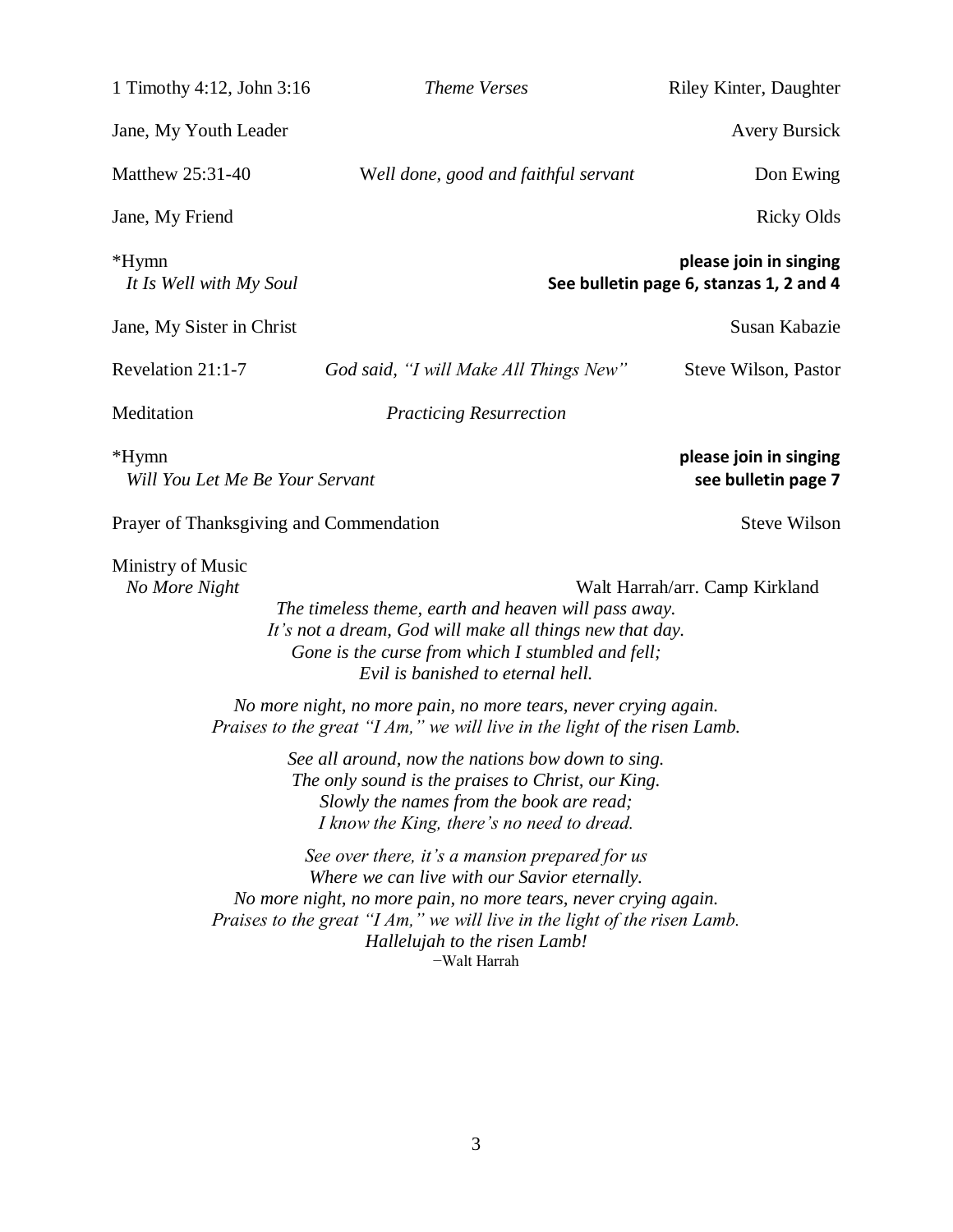1 Timothy 4:12, John 3:16 — *Theme Verses* — Riley Kinter, Daughter

Jane, My Youth Leader — Avery Bursick

Matthew 25:31-40 — *Well done, good and faithful servant* — Don Ewing

Jane, My Friend — Ricky Olds

*Hymn — **please join in singing**
*It Is Well with My Soul* — **See bulletin page 6, stanzas 1, 2 and 4**

Jane, My Sister in Christ — Susan Kabazie

Revelation 21:1-7 — *God said, "I will Make All Things New"* — Steve Wilson, Pastor

Meditation — *Practicing Resurrection*

*Hymn — **please join in singing**
*Will You Let Me Be Your Servant* — **see bulletin page 7**

Prayer of Thanksgiving and Commendation — Steve Wilson

Ministry of Music
*No More Night* — Walt Harrah/arr. Camp Kirkland

*The timeless theme, earth and heaven will pass away.*
*It's not a dream, God will make all things new that day.*
*Gone is the curse from which I stumbled and fell;*
*Evil is banished to eternal hell.*

*No more night, no more pain, no more tears, never crying again.*
*Praises to the great "I Am," we will live in the light of the risen Lamb.*

*See all around, now the nations bow down to sing.*
*The only sound is the praises to Christ, our King.*
*Slowly the names from the book are read;*
*I know the King, there's no need to dread.*

*See over there, it's a mansion prepared for us*
*Where we can live with our Savior eternally.*
*No more night, no more pain, no more tears, never crying again.*
*Praises to the great "I Am," we will live in the light of the risen Lamb.*
*Hallelujah to the risen Lamb!*
—Walt Harrah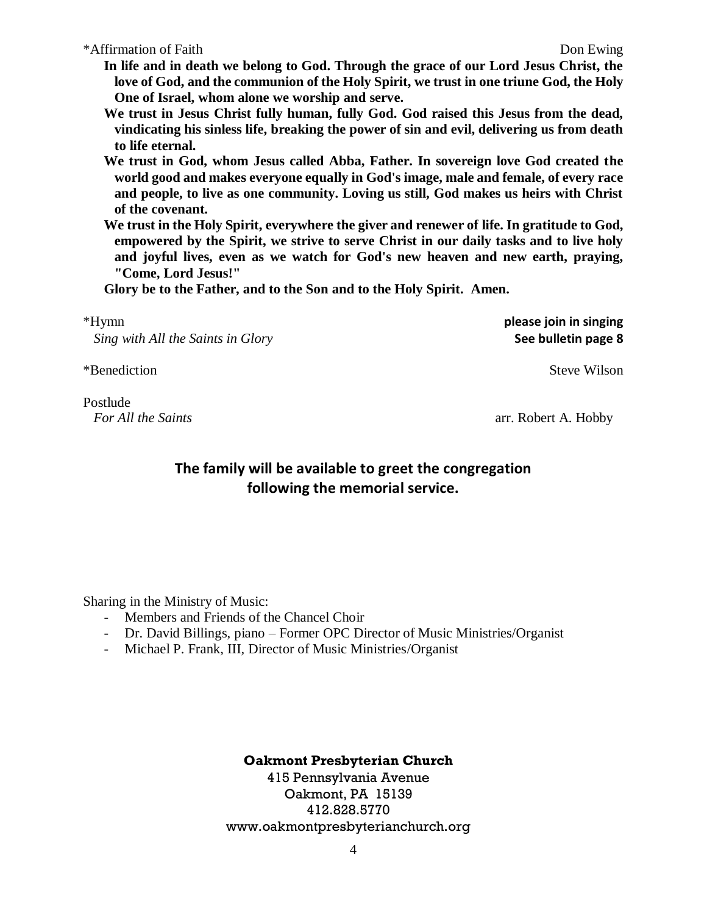*Affirmation of Faith — Don Ewing

**In life and in death we belong to God. Through the grace of our Lord Jesus Christ, the love of God, and the communion of the Holy Spirit, we trust in one triune God, the Holy One of Israel, whom alone we worship and serve.**

**We trust in Jesus Christ fully human, fully God. God raised this Jesus from the dead, vindicating his sinless life, breaking the power of sin and evil, delivering us from death to life eternal.**

**We trust in God, whom Jesus called Abba, Father. In sovereign love God created the world good and makes everyone equally in God's image, male and female, of every race and people, to live as one community. Loving us still, God makes us heirs with Christ of the covenant.**

**We trust in the Holy Spirit, everywhere the giver and renewer of life. In gratitude to God, empowered by the Spirit, we strive to serve Christ in our daily tasks and to live holy and joyful lives, even as we watch for God's new heaven and new earth, praying, "Come, Lord Jesus!"**

**Glory be to the Father, and to the Son and to the Holy Spirit. Amen.**

*Hymn — **please join in singing**
*Sing with All the Saints in Glory* — **See bulletin page 8**

*Benediction — Steve Wilson

Postlude
*For All the Saints* — arr. Robert A. Hobby

**The family will be available to greet the congregation following the memorial service.**

Sharing in the Ministry of Music:

- Members and Friends of the Chancel Choir
- Dr. David Billings, piano – Former OPC Director of Music Ministries/Organist
- Michael P. Frank, III, Director of Music Ministries/Organist

**Oakmont Presbyterian Church**
415 Pennsylvania Avenue
Oakmont, PA 15139
412.828.5770
www.oakmontpresbyterianchurch.org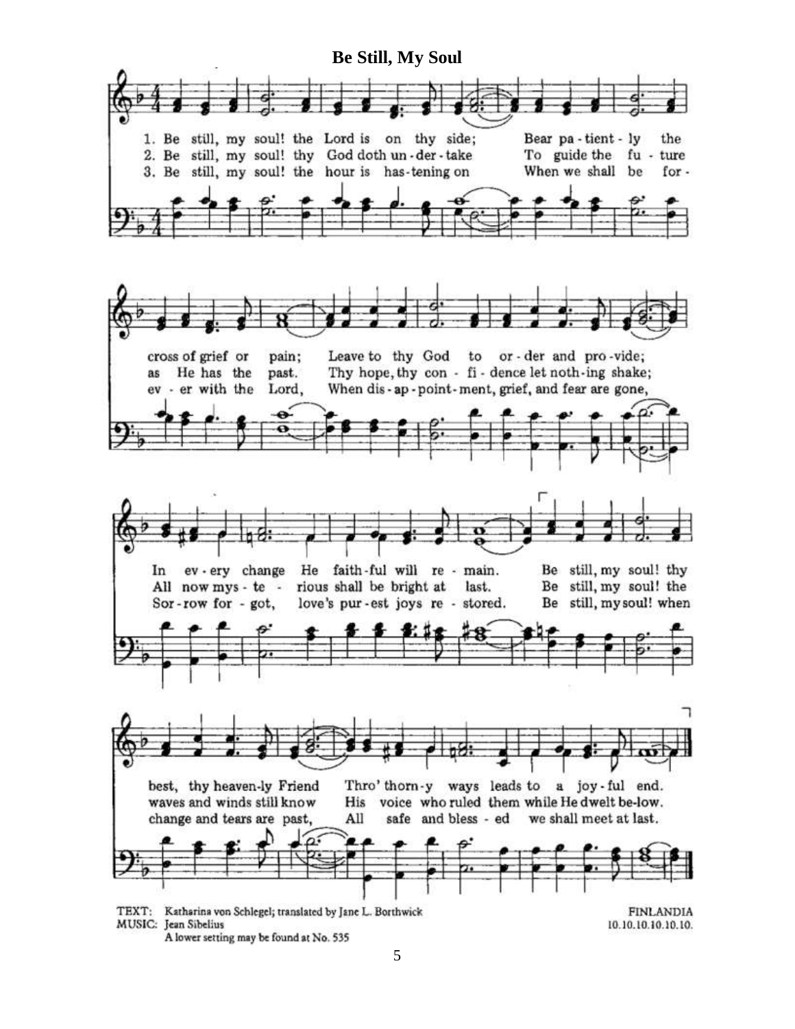# Be Still, My Soul

1. Be still, my soul! the Lord is on thy side; Bear pa - tient - ly the cross of grief or pain; Leave to thy God to or - der and pro - vide; In ev - ery change He faith - ful will re - main. Be still, my soul! thy best, thy heaven - ly Friend Thro' thorn - y ways leads to a joy - ful end.

2. Be still, my soul! thy God doth un - der - take To guide the fu - ture as He has the past. Thy hope, thy con - fi - dence let noth - ing shake; All now mys - te - rious shall be bright at last. Be still, my soul! the waves and winds still know His voice who ruled them while He dwelt be - low.

3. Be still, my soul! the hour is has - tening on When we shall be for - ev - er with the Lord, When dis - ap - point - ment, grief, and fear are gone, Sor - row for - got, love's pur - est joys re - stored. Be still, my soul! when change and tears are past, All safe and bless - ed we shall meet at last.

TEXT: Katharina von Schlegel; translated by Jane L. Borthwick
MUSIC: Jean Sibelius
A lower setting may be found at No. 535

FINLANDIA
10.10.10.10.10.10.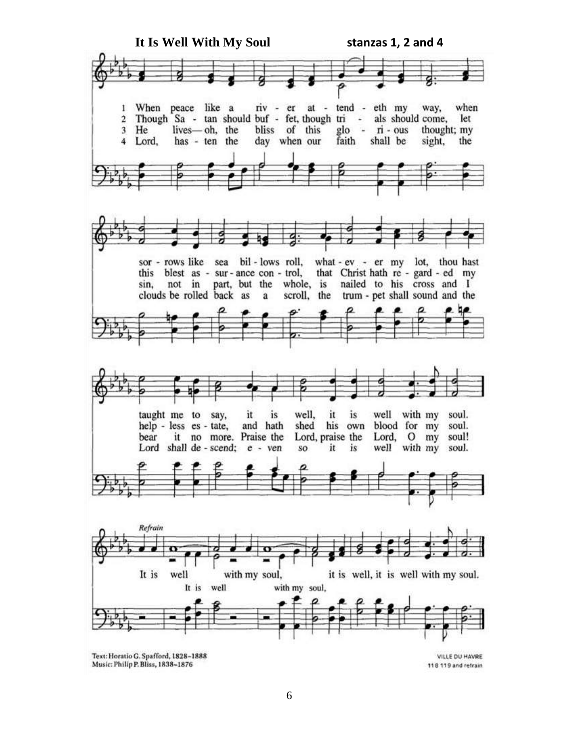**It Is Well With My Soul** **stanzas 1, 2 and 4**

1 When peace like a river attendeth my way, when sorrows like sea billows roll, whatever my lot, thou hast taught me to say, it is well, it is well with my soul.

2 Though Satan should buffet, though trials should come, let this blest assurance control, that Christ hath regarded my helpless estate, and hath shed his own blood for my soul.

3 He lives—oh, the bliss of this glorious thought; my sin, not in part, but the whole, is nailed to his cross and I bear it no more. Praise the Lord, praise the Lord, O my soul!

4 Lord, hasten the day when our faith shall be sight, the clouds be rolled back as a scroll, the trumpet shall sound and the Lord shall descend; even so it is well with my soul.

*Refrain*

It is well (It is well) with my soul, (with my soul,) it is well, it is well with my soul.

Text: Horatio G. Spafford, 1828–1888
Music: Philip P. Bliss, 1838–1876

VILLE DU HAVRE
11 8 11 9 and refrain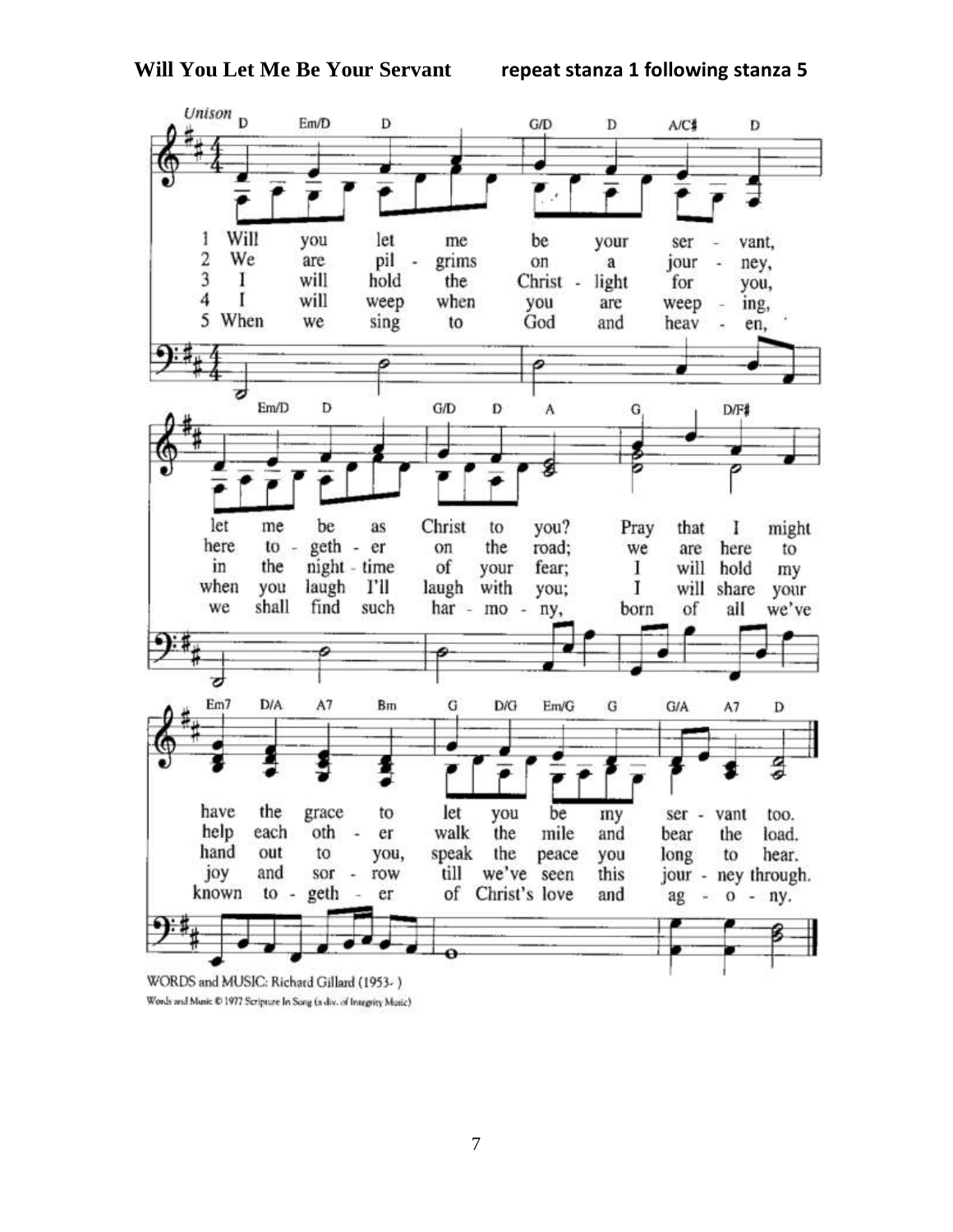**Will You Let Me Be Your Servant** **repeat stanza 1 following stanza 5**

1. Will you let me be your servant, let me be as Christ to you? Pray that I might have the grace to let you be my servant too.
2. We are pilgrims on a journey, here together on the road; we are here to help each other walk the mile and bear the load.
3. I will hold the Christ-light for you in the night-time of your fear; I will hold my hand out to you, speak the peace you long to hear.
4. I will weep when you are weeping, when you laugh I'll laugh with you; I will share your joy and sorrow till we've seen this journey through.
5. When we sing to God and heaven, we shall find such harmony, born of all we've known together of Christ's love and agony.

WORDS and MUSIC: Richard Gillard (1953- )

Words and Music © 1977 Scripture In Song (a div. of Integrity Music)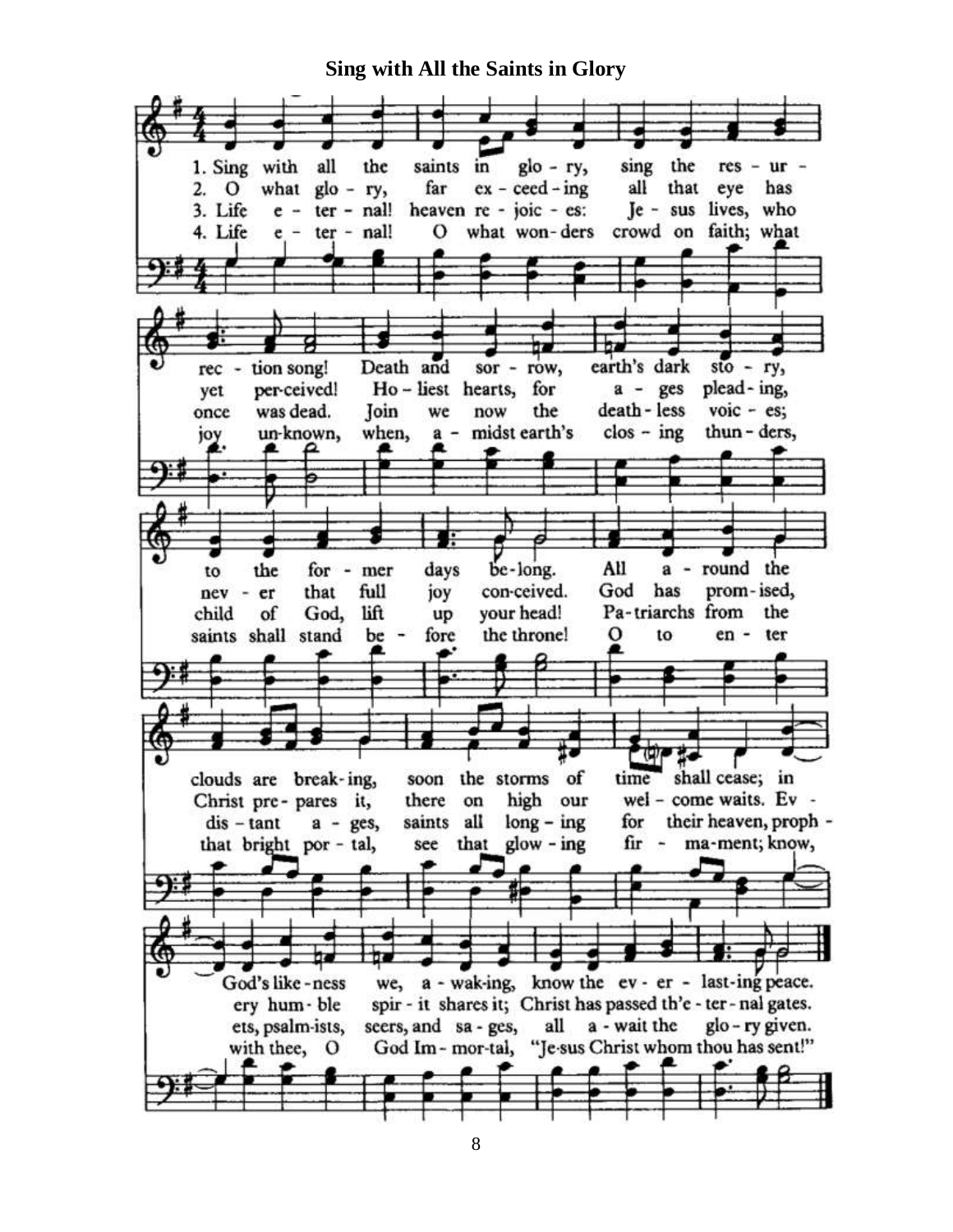# Sing with All the Saints in Glory

1. Sing with all the saints in glory, sing the resurrection song! Death and sorrow, earth's dark story, to the former days belong. All around the clouds are breaking, soon the storms of time shall cease; in God's likeness we, awaking, know the everlasting peace.

2. O what glory, far exceeding all that eye has yet perceived! Holiest hearts, for ages pleading, never that full joy conceived. God has promised, Christ prepares it, there on high our welcome waits. Every humble spirit shares it; Christ has passed th'eternal gates.

3. Life eternal! heaven rejoices: Jesus lives, who once was dead. Join we now the deathless voices; child of God, lift up your head! Patriarchs from the distant ages, saints all longing for their heaven, prophets, psalmists, seers, and sages, all await the glory given.

4. Life eternal! O what wonders crowd on faith; what joy unknown, when, amidst earth's closing thunders, saints shall stand before the throne! O to enter that bright portal, see that glowing firmament; know, with thee, O God Immortal, "Jesus Christ whom thou has sent!"